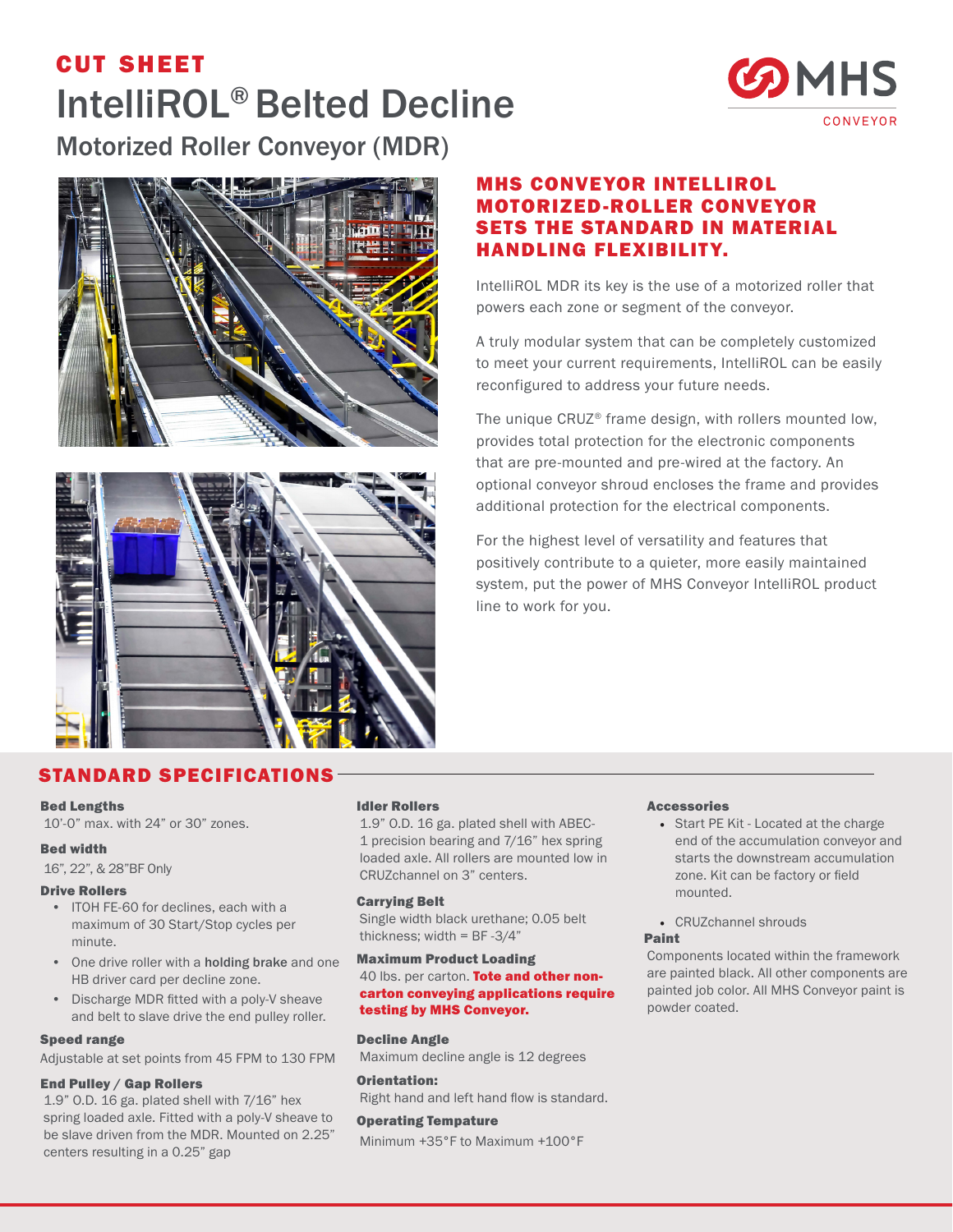# CUT SHEET

# IntelliROL® Belted Decline

## Motorized Roller Conveyor (MDR)

### MHS CONVEYOR INTELLIROL MOTORIZED-ROLLER CONVEYOR SETS THE STANDARD IN MATERIAL HANDLING FLEXIBILITY.

IntelliROL MDR its key is the use of a motorized roller that powers each zone or segment of the conveyor.

A truly modular system that can be completely customized to meet your current requirements, IntelliROL can be easily reconfigured to address your future needs.

The unique CRUZ® frame design, with rollers mounted low, provides total protection for the electronic components that are pre-mounted and pre-wired at the factory. An optional conveyor shroud encloses the frame and provides additional protection for the electrical components.

For the highest level of versatility and features that positively contribute to a quieter, more easily maintained system, put the power of MHS Conveyor IntelliROL product line to work for you.

## STANDARD SPECIFICATIONS

**Bed Lengths**
10'-0" max. with 24" or 30" zones.

**Bed width**
16", 22", & 28"BF Only

**Drive Rollers**
- ITOH FE-60 for declines, each with a maximum of 30 Start/Stop cycles per minute.
- One drive roller with a **holding brake** and one HB driver card per decline zone.
- Discharge MDR fitted with a poly-V sheave and belt to slave drive the end pulley roller.

**Speed range**
Adjustable at set points from 45 FPM to 130 FPM

**End Pulley / Gap Rollers**
1.9" O.D. 16 ga. plated shell with 7/16" hex spring loaded axle. Fitted with a poly-V sheave to be slave driven from the MDR. Mounted on 2.25" centers resulting in a 0.25" gap

**Idler Rollers**
1.9" O.D. 16 ga. plated shell with ABEC-1 precision bearing and 7/16" hex spring loaded axle. All rollers are mounted low in CRUZchannel on 3" centers.

**Carrying Belt**
Single width black urethane; 0.05 belt thickness; width = BF -3/4"

**Maximum Product Loading**
40 lbs. per carton. **Tote and other non-carton conveying applications require testing by MHS Conveyor.**

**Decline Angle**
Maximum decline angle is 12 degrees

**Orientation:**
Right hand and left hand flow is standard.

**Operating Tempature**
Minimum +35°F to Maximum +100°F

**Accessories**
- Start PE Kit - Located at the charge end of the accumulation conveyor and starts the downstream accumulation zone. Kit can be factory or field mounted.
- CRUZchannel shrouds

**Paint**
Components located within the framework are painted black. All other components are painted job color. All MHS Conveyor paint is powder coated.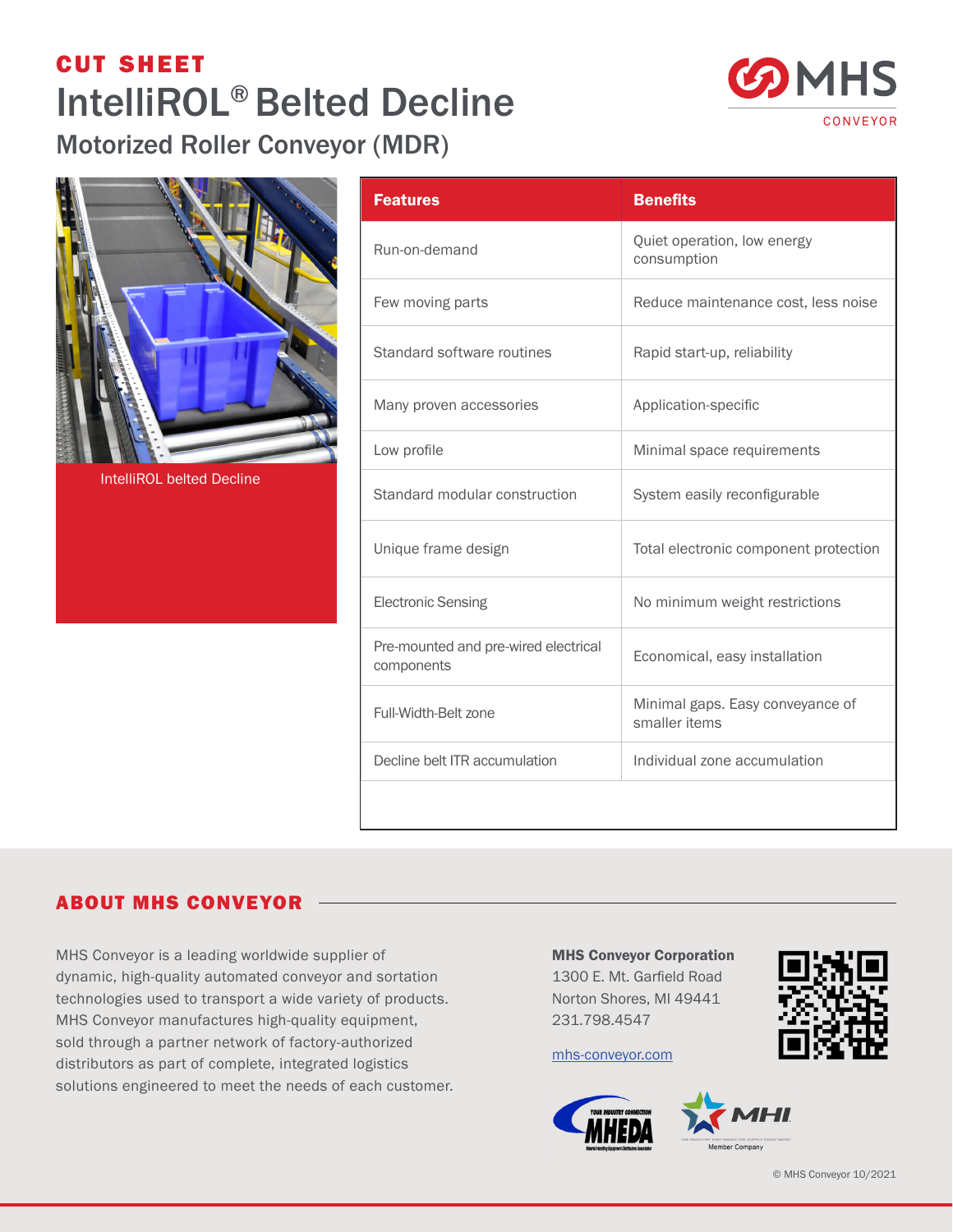**CUT SHEET**

# IntelliROL® Belted Decline

## Motorized Roller Conveyor (MDR)

IntelliROL belted Decline

| Features | Benefits |
|---|---|
| Run-on-demand | Quiet operation, low energy consumption |
| Few moving parts | Reduce maintenance cost, less noise |
| Standard software routines | Rapid start-up, reliability |
| Many proven accessories | Application-specific |
| Low profile | Minimal space requirements |
| Standard modular construction | System easily reconfigurable |
| Unique frame design | Total electronic component protection |
| Electronic Sensing | No minimum weight restrictions |
| Pre-mounted and pre-wired electrical components | Economical, easy installation |
| Full-Width-Belt zone | Minimal gaps. Easy conveyance of smaller items |
| Decline belt ITR accumulation | Individual zone accumulation |

## ABOUT MHS CONVEYOR

MHS Conveyor is a leading worldwide supplier of dynamic, high-quality automated conveyor and sortation technologies used to transport a wide variety of products. MHS Conveyor manufactures high-quality equipment, sold through a partner network of factory-authorized distributors as part of complete, integrated logistics solutions engineered to meet the needs of each customer.

**MHS Conveyor Corporation**
1300 E. Mt. Garfield Road
Norton Shores, MI 49441
231.798.4547

mhs-conveyor.com

MHI Member Company

© MHS Conveyor 10/2021